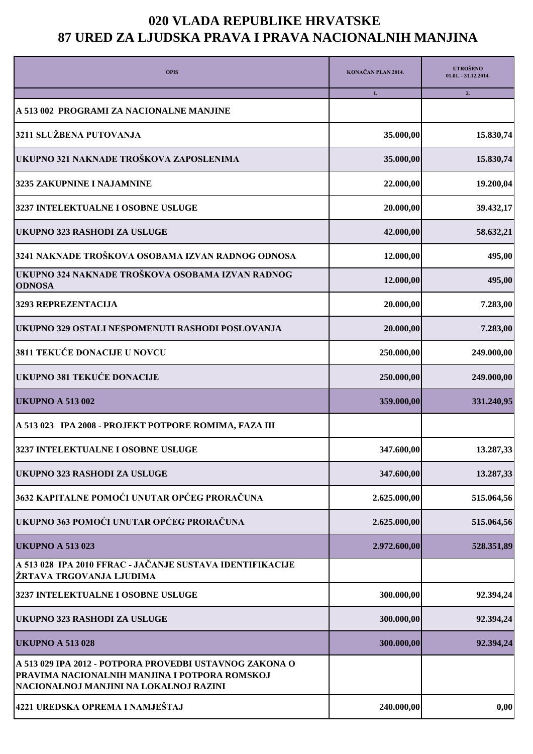# 020 VLADA REPUBLIKE HRVATSKE
# 87 URED ZA LJUDSKA PRAVA I PRAVA NACIONALNIH MANJINA

| OPIS | KONAČAN PLAN 2014. | UTROŠENO 01.01. - 31.12.2014. |
|---|---|---|
| | 1. | 2. |
| **A 513 002 PROGRAMI ZA NACIONALNE MANJINE** | | |
| **3211 SLUŽBENA PUTOVANJA** | **35.000,00** | **15.830,74** |
| **UKUPNO 321 NAKNADE TROŠKOVA ZAPOSLENIMA** | **35.000,00** | **15.830,74** |
| **3235 ZAKUPNINE I NAJAMNINE** | **22.000,00** | **19.200,04** |
| **3237 INTELEKTUALNE I OSOBNE USLUGE** | **20.000,00** | **39.432,17** |
| **UKUPNO 323 RASHODI ZA USLUGE** | **42.000,00** | **58.632,21** |
| **3241 NAKNADE TROŠKOVA OSOBAMA IZVAN RADNOG ODNOSA** | **12.000,00** | **495,00** |
| **UKUPNO 324 NAKNADE TROŠKOVA OSOBAMA IZVAN RADNOG ODNOSA** | **12.000,00** | **495,00** |
| **3293 REPREZENTACIJA** | **20.000,00** | **7.283,00** |
| **UKUPNO 329 OSTALI NESPOMENUTI RASHODI POSLOVANJA** | **20.000,00** | **7.283,00** |
| **3811 TEKUĆE DONACIJE U NOVCU** | **250.000,00** | **249.000,00** |
| **UKUPNO 381 TEKUĆE DONACIJE** | **250.000,00** | **249.000,00** |
| **UKUPNO A 513 002** | **359.000,00** | **331.240,95** |
| **A 513 023 IPA 2008 - PROJEKT POTPORE ROMIMA, FAZA III** | | |
| **3237 INTELEKTUALNE I OSOBNE USLUGE** | **347.600,00** | **13.287,33** |
| **UKUPNO 323 RASHODI ZA USLUGE** | **347.600,00** | **13.287,33** |
| **3632 KAPITALNE POMOĆI UNUTAR OPĆEG PRORAČUNA** | **2.625.000,00** | **515.064,56** |
| **UKUPNO 363 POMOĆI UNUTAR OPĆEG PRORAČUNA** | **2.625.000,00** | **515.064,56** |
| **UKUPNO A 513 023** | **2.972.600,00** | **528.351,89** |
| **A 513 028 IPA 2010 FFRAC - JAČANJE SUSTAVA IDENTIFIKACIJE ŽRTAVA TRGOVANJA LJUDIMA** | | |
| **3237 INTELEKTUALNE I OSOBNE USLUGE** | **300.000,00** | **92.394,24** |
| **UKUPNO 323 RASHODI ZA USLUGE** | **300.000,00** | **92.394,24** |
| **UKUPNO A 513 028** | **300.000,00** | **92.394,24** |
| **A 513 029 IPA 2012 - POTPORA PROVEDBI USTAVNOG ZAKONA O PRAVIMA NACIONALNIH MANJINA I POTPORA ROMSKOJ NACIONALNOJ MANJINI NA LOKALNOJ RAZINI** | | |
| **4221 UREDSKA OPREMA I NAMJEŠTAJ** | **240.000,00** | **0,00** |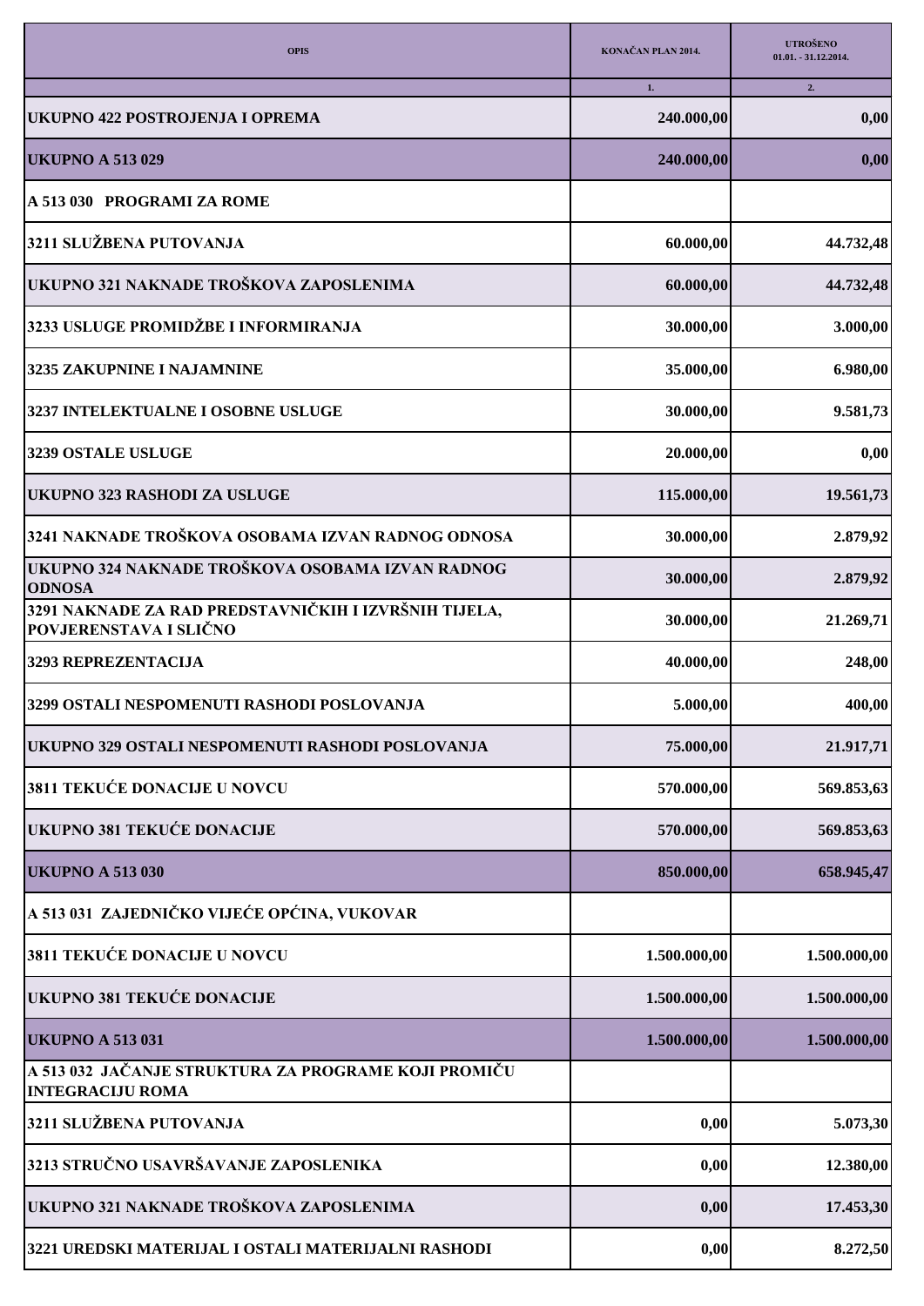| OPIS | KONAČAN PLAN 2014. | UTROŠENO 01.01. - 31.12.2014. |
|---|---|---|
| | 1. | 2. |
| **UKUPNO 422 POSTROJENJA I OPREMA** | **240.000,00** | **0,00** |
| **UKUPNO A 513 029** | **240.000,00** | **0,00** |
| **A 513 030 PROGRAMI ZA ROME** | | |
| **3211 SLUŽBENA PUTOVANJA** | **60.000,00** | **44.732,48** |
| **UKUPNO 321 NAKNADE TROŠKOVA ZAPOSLENIMA** | **60.000,00** | **44.732,48** |
| **3233 USLUGE PROMIDŽBE I INFORMIRANJA** | **30.000,00** | **3.000,00** |
| **3235 ZAKUPNINE I NAJAMNINE** | **35.000,00** | **6.980,00** |
| **3237 INTELEKTUALNE I OSOBNE USLUGE** | **30.000,00** | **9.581,73** |
| **3239 OSTALE USLUGE** | **20.000,00** | **0,00** |
| **UKUPNO 323 RASHODI ZA USLUGE** | **115.000,00** | **19.561,73** |
| **3241 NAKNADE TROŠKOVA OSOBAMA IZVAN RADNOG ODNOSA** | **30.000,00** | **2.879,92** |
| **UKUPNO 324 NAKNADE TROŠKOVA OSOBAMA IZVAN RADNOG ODNOSA** | **30.000,00** | **2.879,92** |
| **3291 NAKNADE ZA RAD PREDSTAVNIČKIH I IZVRŠNIH TIJELA, POVJERENSTAVA I SLIČNO** | **30.000,00** | **21.269,71** |
| **3293 REPREZENTACIJA** | **40.000,00** | **248,00** |
| **3299 OSTALI NESPOMENUTI RASHODI POSLOVANJA** | **5.000,00** | **400,00** |
| **UKUPNO 329 OSTALI NESPOMENUTI RASHODI POSLOVANJA** | **75.000,00** | **21.917,71** |
| **3811 TEKUĆE DONACIJE U NOVCU** | **570.000,00** | **569.853,63** |
| **UKUPNO 381 TEKUĆE DONACIJE** | **570.000,00** | **569.853,63** |
| **UKUPNO A 513 030** | **850.000,00** | **658.945,47** |
| **A 513 031 ZAJEDNIČKO VIJEĆE OPĆINA, VUKOVAR** | | |
| **3811 TEKUĆE DONACIJE U NOVCU** | **1.500.000,00** | **1.500.000,00** |
| **UKUPNO 381 TEKUĆE DONACIJE** | **1.500.000,00** | **1.500.000,00** |
| **UKUPNO A 513 031** | **1.500.000,00** | **1.500.000,00** |
| **A 513 032 JAČANJE STRUKTURA ZA PROGRAME KOJI PROMIČU INTEGRACIJU ROMA** | | |
| **3211 SLUŽBENA PUTOVANJA** | **0,00** | **5.073,30** |
| **3213 STRUČNO USAVRŠAVANJE ZAPOSLENIKA** | **0,00** | **12.380,00** |
| **UKUPNO 321 NAKNADE TROŠKOVA ZAPOSLENIMA** | **0,00** | **17.453,30** |
| **3221 UREDSKI MATERIJAL I OSTALI MATERIJALNI RASHODI** | **0,00** | **8.272,50** |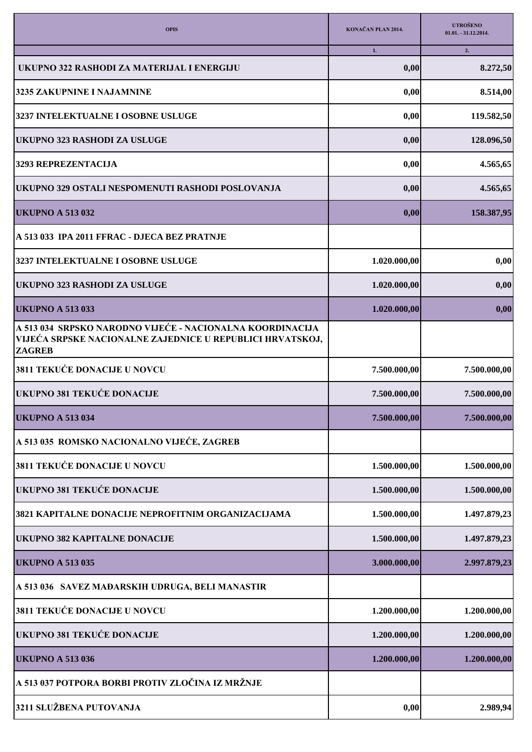| OPIS | KONAČAN PLAN 2014. | UTROŠENO 01.01. - 31.12.2014. |
|---|---|---|
| | 1. | 2. |
| UKUPNO 322 RASHODI ZA MATERIJAL I ENERGIJU | 0,00 | 8.272,50 |
| 3235 ZAKUPNINE I NAJAMNINE | 0,00 | 8.514,00 |
| 3237 INTELEKTUALNE I OSOBNE USLUGE | 0,00 | 119.582,50 |
| UKUPNO 323 RASHODI ZA USLUGE | 0,00 | 128.096,50 |
| 3293 REPREZENTACIJA | 0,00 | 4.565,65 |
| UKUPNO 329 OSTALI NESPOMENUTI RASHODI POSLOVANJA | 0,00 | 4.565,65 |
| UKUPNO A 513 032 | 0,00 | 158.387,95 |
| A 513 033 IPA 2011 FFRAC - DJECA BEZ PRATNJE | | |
| 3237 INTELEKTUALNE I OSOBNE USLUGE | 1.020.000,00 | 0,00 |
| UKUPNO 323 RASHODI ZA USLUGE | 1.020.000,00 | 0,00 |
| UKUPNO A 513 033 | 1.020.000,00 | 0,00 |
| A 513 034 SRPSKO NARODNO VIJEĆE - NACIONALNA KOORDINACIJA VIJEĆA SRPSKE NACIONALNE ZAJEDNICE U REPUBLICI HRVATSKOJ, ZAGREB | | |
| 3811 TEKUĆE DONACIJE U NOVCU | 7.500.000,00 | 7.500.000,00 |
| UKUPNO 381 TEKUĆE DONACIJE | 7.500.000,00 | 7.500.000,00 |
| UKUPNO A 513 034 | 7.500.000,00 | 7.500.000,00 |
| A 513 035 ROMSKO NACIONALNO VIJEĆE, ZAGREB | | |
| 3811 TEKUĆE DONACIJE U NOVCU | 1.500.000,00 | 1.500.000,00 |
| UKUPNO 381 TEKUĆE DONACIJE | 1.500.000,00 | 1.500.000,00 |
| 3821 KAPITALNE DONACIJE NEPROFITNIM ORGANIZACIJAMA | 1.500.000,00 | 1.497.879,23 |
| UKUPNO 382 KAPITALNE DONACIJE | 1.500.000,00 | 1.497.879,23 |
| UKUPNO A 513 035 | 3.000.000,00 | 2.997.879,23 |
| A 513 036 SAVEZ MAĐARSKIH UDRUGA, BELI MANASTIR | | |
| 3811 TEKUĆE DONACIJE U NOVCU | 1.200.000,00 | 1.200.000,00 |
| UKUPNO 381 TEKUĆE DONACIJE | 1.200.000,00 | 1.200.000,00 |
| UKUPNO A 513 036 | 1.200.000,00 | 1.200.000,00 |
| A 513 037 POTPORA BORBI PROTIV ZLOČINA IZ MRŽNJE | | |
| 3211 SLUŽBENA PUTOVANJA | 0,00 | 2.989,94 |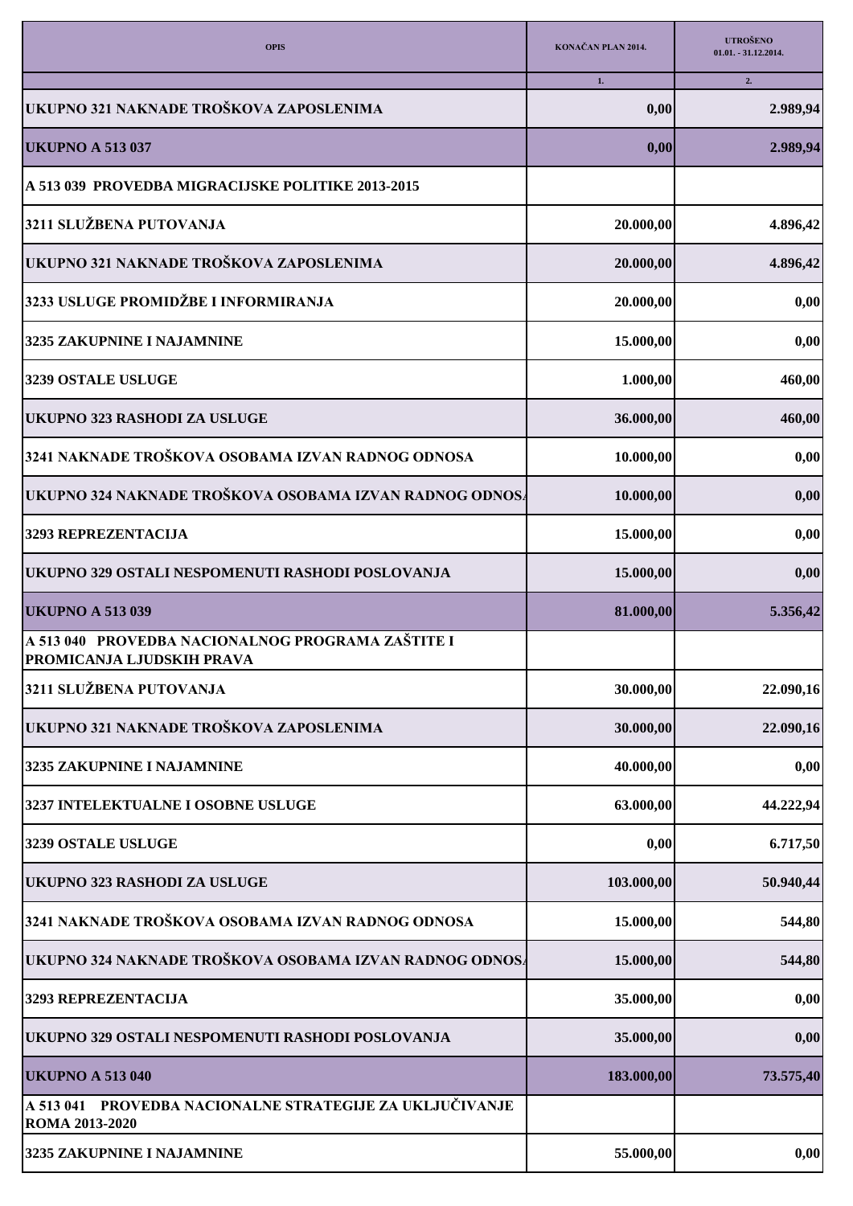| OPIS | KONAČAN PLAN 2014. | UTROŠENO 01.01. - 31.12.2014. |
|---|---|---|
| | 1. | 2. |
| **UKUPNO 321 NAKNADE TROŠKOVA ZAPOSLENIMA** | **0,00** | **2.989,94** |
| **UKUPNO A 513 037** | **0,00** | **2.989,94** |
| **A 513 039 PROVEDBA MIGRACIJSKE POLITIKE 2013-2015** | | |
| **3211 SLUŽBENA PUTOVANJA** | **20.000,00** | **4.896,42** |
| **UKUPNO 321 NAKNADE TROŠKOVA ZAPOSLENIMA** | **20.000,00** | **4.896,42** |
| **3233 USLUGE PROMIDŽBE I INFORMIRANJA** | **20.000,00** | **0,00** |
| **3235 ZAKUPNINE I NAJAMNINE** | **15.000,00** | **0,00** |
| **3239 OSTALE USLUGE** | **1.000,00** | **460,00** |
| **UKUPNO 323 RASHODI ZA USLUGE** | **36.000,00** | **460,00** |
| **3241 NAKNADE TROŠKOVA OSOBAMA IZVAN RADNOG ODNOSA** | **10.000,00** | **0,00** |
| **UKUPNO 324 NAKNADE TROŠKOVA OSOBAMA IZVAN RADNOG ODNOSA** | **10.000,00** | **0,00** |
| **3293 REPREZENTACIJA** | **15.000,00** | **0,00** |
| **UKUPNO 329 OSTALI NESPOMENUTI RASHODI POSLOVANJA** | **15.000,00** | **0,00** |
| **UKUPNO A 513 039** | **81.000,00** | **5.356,42** |
| **A 513 040 PROVEDBA NACIONALNOG PROGRAMA ZAŠTITE I PROMICANJA LJUDSKIH PRAVA** | | |
| **3211 SLUŽBENA PUTOVANJA** | **30.000,00** | **22.090,16** |
| **UKUPNO 321 NAKNADE TROŠKOVA ZAPOSLENIMA** | **30.000,00** | **22.090,16** |
| **3235 ZAKUPNINE I NAJAMNINE** | **40.000,00** | **0,00** |
| **3237 INTELEKTUALNE I OSOBNE USLUGE** | **63.000,00** | **44.222,94** |
| **3239 OSTALE USLUGE** | **0,00** | **6.717,50** |
| **UKUPNO 323 RASHODI ZA USLUGE** | **103.000,00** | **50.940,44** |
| **3241 NAKNADE TROŠKOVA OSOBAMA IZVAN RADNOG ODNOSA** | **15.000,00** | **544,80** |
| **UKUPNO 324 NAKNADE TROŠKOVA OSOBAMA IZVAN RADNOG ODNOSA** | **15.000,00** | **544,80** |
| **3293 REPREZENTACIJA** | **35.000,00** | **0,00** |
| **UKUPNO 329 OSTALI NESPOMENUTI RASHODI POSLOVANJA** | **35.000,00** | **0,00** |
| **UKUPNO A 513 040** | **183.000,00** | **73.575,40** |
| **A 513 041 PROVEDBA NACIONALNE STRATEGIJE ZA UKLJUČIVANJE ROMA 2013-2020** | | |
| **3235 ZAKUPNINE I NAJAMNINE** | **55.000,00** | **0,00** |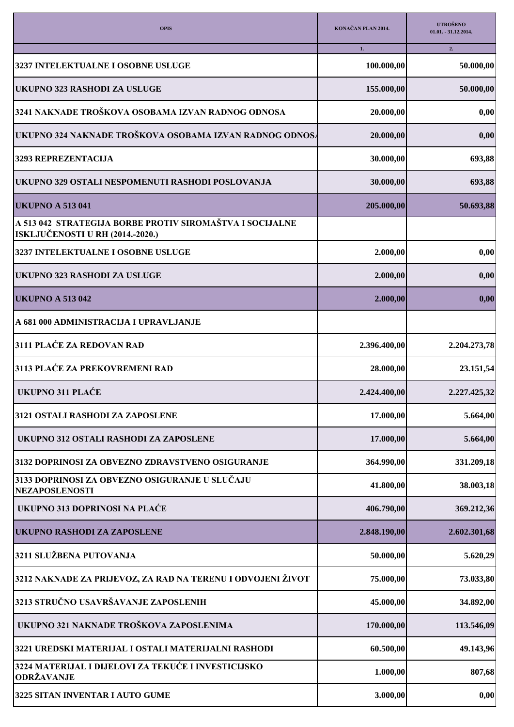| OPIS | KONAČAN PLAN 2014. | UTROŠENO 01.01. - 31.12.2014. |
|---|---|---|
| | 1. | 2. |
| 3237 INTELEKTUALNE I OSOBNE USLUGE | 100.000,00 | 50.000,00 |
| UKUPNO 323 RASHODI ZA USLUGE | 155.000,00 | 50.000,00 |
| 3241 NAKNADE TROŠKOVA OSOBAMA IZVAN RADNOG ODNOSA | 20.000,00 | 0,00 |
| UKUPNO 324 NAKNADE TROŠKOVA OSOBAMA IZVAN RADNOG ODNOSA | 20.000,00 | 0,00 |
| 3293 REPREZENTACIJA | 30.000,00 | 693,88 |
| UKUPNO 329 OSTALI NESPOMENUTI RASHODI POSLOVANJA | 30.000,00 | 693,88 |
| UKUPNO A 513 041 | 205.000,00 | 50.693,88 |
| A 513 042 STRATEGIJA BORBE PROTIV SIROMAŠTVA I SOCIJALNE ISKLJUČENOSTI U RH (2014.-2020.) | | |
| 3237 INTELEKTUALNE I OSOBNE USLUGE | 2.000,00 | 0,00 |
| UKUPNO 323 RASHODI ZA USLUGE | 2.000,00 | 0,00 |
| UKUPNO A 513 042 | 2.000,00 | 0,00 |
| A 681 000 ADMINISTRACIJA I UPRAVLJANJE | | |
| 3111 PLAĆE ZA REDOVAN RAD | 2.396.400,00 | 2.204.273,78 |
| 3113 PLAĆE ZA PREKOVREMENI RAD | 28.000,00 | 23.151,54 |
| UKUPNO 311 PLAĆE | 2.424.400,00 | 2.227.425,32 |
| 3121 OSTALI RASHODI ZA ZAPOSLENE | 17.000,00 | 5.664,00 |
| UKUPNO 312 OSTALI RASHODI ZA ZAPOSLENE | 17.000,00 | 5.664,00 |
| 3132 DOPRINOSI ZA OBVEZNO ZDRAVSTVENO OSIGURANJE | 364.990,00 | 331.209,18 |
| 3133 DOPRINOSI ZA OBVEZNO OSIGURANJE U SLUČAJU NEZAPOSLENOSTI | 41.800,00 | 38.003,18 |
| UKUPNO 313 DOPRINOSI NA PLAĆE | 406.790,00 | 369.212,36 |
| UKUPNO RASHODI ZA ZAPOSLENE | 2.848.190,00 | 2.602.301,68 |
| 3211 SLUŽBENA PUTOVANJA | 50.000,00 | 5.620,29 |
| 3212 NAKNADE ZA PRIJEVOZ, ZA RAD NA TERENU I ODVOJENI ŽIVOT | 75.000,00 | 73.033,80 |
| 3213 STRUČNO USAVRŠAVANJE ZAPOSLENIH | 45.000,00 | 34.892,00 |
| UKUPNO 321 NAKNADE TROŠKOVA ZAPOSLENIMA | 170.000,00 | 113.546,09 |
| 3221 UREDSKI MATERIJAL I OSTALI MATERIJALNI RASHODI | 60.500,00 | 49.143,96 |
| 3224 MATERIJAL I DIJELOVI ZA TEKUĆE I INVESTICIJSKO ODRŽAVANJE | 1.000,00 | 807,68 |
| 3225 SITAN INVENTAR I AUTO GUME | 3.000,00 | 0,00 |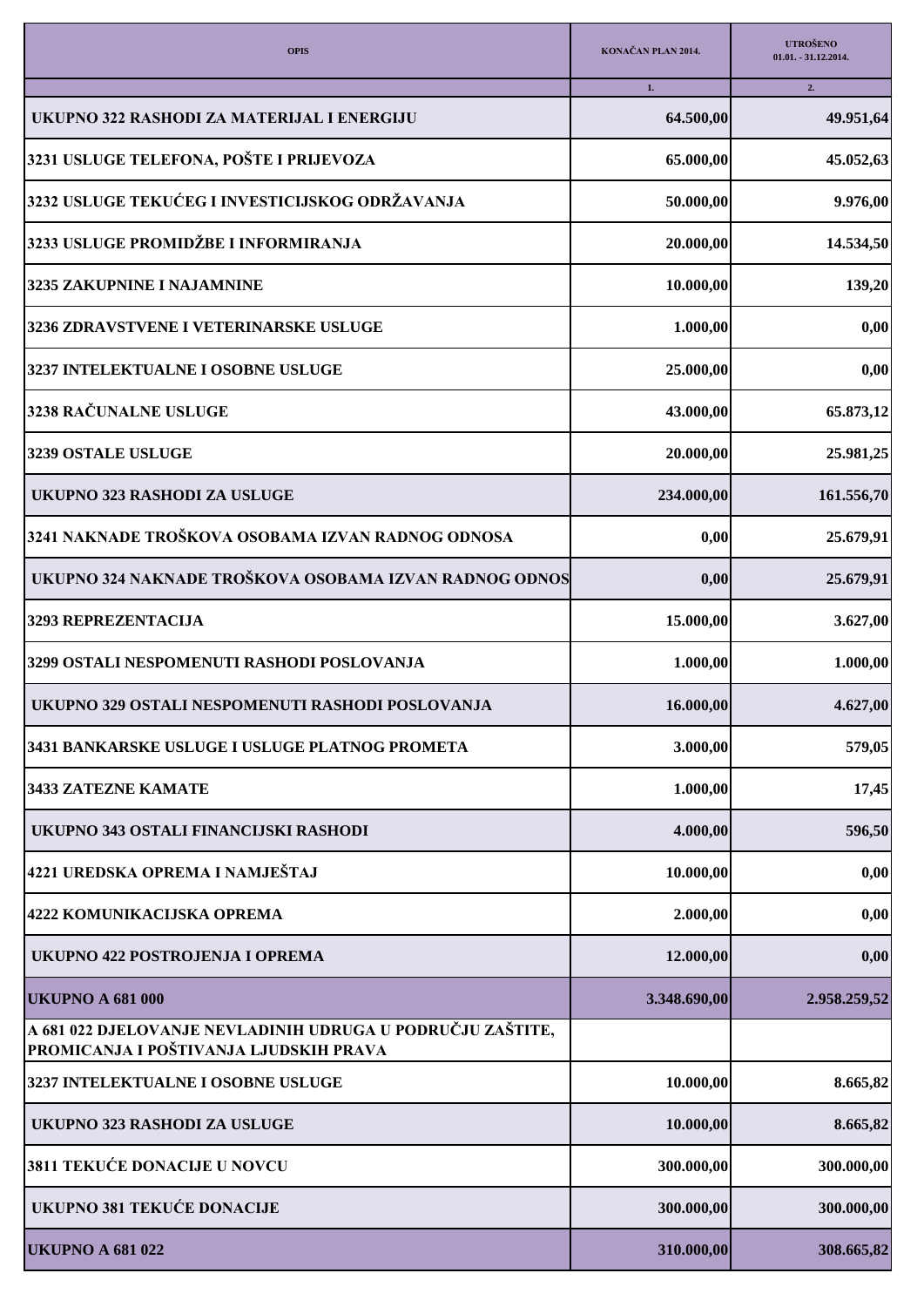| OPIS | KONAČAN PLAN 2014. | UTROŠENO 01.01. - 31.12.2014. |
|---|---|---|
| | 1. | 2. |
| UKUPNO 322 RASHODI ZA MATERIJAL I ENERGIJU | 64.500,00 | 49.951,64 |
| 3231 USLUGE TELEFONA, POŠTE I PRIJEVOZA | 65.000,00 | 45.052,63 |
| 3232 USLUGE TEKUĆEG I INVESTICIJSKOG ODRŽAVANJA | 50.000,00 | 9.976,00 |
| 3233 USLUGE PROMIDŽBE I INFORMIRANJA | 20.000,00 | 14.534,50 |
| 3235 ZAKUPNINE I NAJAMNINE | 10.000,00 | 139,20 |
| 3236 ZDRAVSTVENE I VETERINARSKE USLUGE | 1.000,00 | 0,00 |
| 3237 INTELEKTUALNE I OSOBNE USLUGE | 25.000,00 | 0,00 |
| 3238 RAČUNALNE USLUGE | 43.000,00 | 65.873,12 |
| 3239 OSTALE USLUGE | 20.000,00 | 25.981,25 |
| UKUPNO 323 RASHODI ZA USLUGE | 234.000,00 | 161.556,70 |
| 3241 NAKNADE TROŠKOVA OSOBAMA IZVAN RADNOG ODNOSA | 0,00 | 25.679,91 |
| UKUPNO 324 NAKNADE TROŠKOVA OSOBAMA IZVAN RADNOG ODNOS | 0,00 | 25.679,91 |
| 3293 REPREZENTACIJA | 15.000,00 | 3.627,00 |
| 3299 OSTALI NESPOMENUTI RASHODI POSLOVANJA | 1.000,00 | 1.000,00 |
| UKUPNO 329 OSTALI NESPOMENUTI RASHODI POSLOVANJA | 16.000,00 | 4.627,00 |
| 3431 BANKARSKE USLUGE I USLUGE PLATNOG PROMETA | 3.000,00 | 579,05 |
| 3433 ZATEZNE KAMATE | 1.000,00 | 17,45 |
| UKUPNO 343 OSTALI FINANCIJSKI RASHODI | 4.000,00 | 596,50 |
| 4221 UREDSKA OPREMA I NAMJEŠTAJ | 10.000,00 | 0,00 |
| 4222 KOMUNIKACIJSKA OPREMA | 2.000,00 | 0,00 |
| UKUPNO 422 POSTROJENJA I OPREMA | 12.000,00 | 0,00 |
| UKUPNO A 681 000 | 3.348.690,00 | 2.958.259,52 |
| A 681 022 DJELOVANJE NEVLADINIH UDRUGA U PODRUČJU ZAŠTITE, PROMICANJA I POŠTIVANJA LJUDSKIH PRAVA | | |
| 3237 INTELEKTUALNE I OSOBNE USLUGE | 10.000,00 | 8.665,82 |
| UKUPNO 323 RASHODI ZA USLUGE | 10.000,00 | 8.665,82 |
| 3811 TEKUĆE DONACIJE U NOVCU | 300.000,00 | 300.000,00 |
| UKUPNO 381 TEKUĆE DONACIJE | 300.000,00 | 300.000,00 |
| UKUPNO A 681 022 | 310.000,00 | 308.665,82 |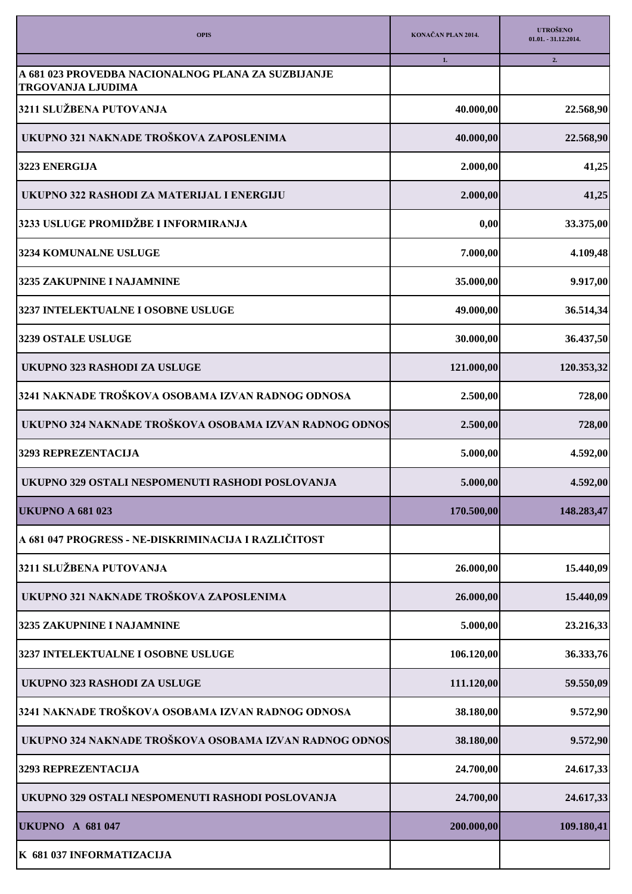| OPIS | KONAČAN PLAN 2014. | UTROŠENO 01.01. - 31.12.2014. |
|---|---|---|
| | 1. | 2. |
| A 681 023 PROVEDBA NACIONALNOG PLANA ZA SUZBIJANJE TRGOVANJA LJUDIMA | | |
| 3211 SLUŽBENA PUTOVANJA | 40.000,00 | 22.568,90 |
| UKUPNO 321 NAKNADE TROŠKOVA ZAPOSLENIMA | 40.000,00 | 22.568,90 |
| 3223 ENERGIJA | 2.000,00 | 41,25 |
| UKUPNO 322 RASHODI ZA MATERIJAL I ENERGIJU | 2.000,00 | 41,25 |
| 3233 USLUGE PROMIDŽBE I INFORMIRANJA | 0,00 | 33.375,00 |
| 3234 KOMUNALNE USLUGE | 7.000,00 | 4.109,48 |
| 3235 ZAKUPNINE I NAJAMNINE | 35.000,00 | 9.917,00 |
| 3237 INTELEKTUALNE I OSOBNE USLUGE | 49.000,00 | 36.514,34 |
| 3239 OSTALE USLUGE | 30.000,00 | 36.437,50 |
| UKUPNO 323 RASHODI ZA USLUGE | 121.000,00 | 120.353,32 |
| 3241 NAKNADE TROŠKOVA OSOBAMA IZVAN RADNOG ODNOSA | 2.500,00 | 728,00 |
| UKUPNO 324 NAKNADE TROŠKOVA OSOBAMA IZVAN RADNOG ODNOS | 2.500,00 | 728,00 |
| 3293 REPREZENTACIJA | 5.000,00 | 4.592,00 |
| UKUPNO 329 OSTALI NESPOMENUTI RASHODI POSLOVANJA | 5.000,00 | 4.592,00 |
| UKUPNO A 681 023 | 170.500,00 | 148.283,47 |
| A 681 047 PROGRESS - NE-DISKRIMINACIJA I RAZLIČITOST | | |
| 3211 SLUŽBENA PUTOVANJA | 26.000,00 | 15.440,09 |
| UKUPNO 321 NAKNADE TROŠKOVA ZAPOSLENIMA | 26.000,00 | 15.440,09 |
| 3235 ZAKUPNINE I NAJAMNINE | 5.000,00 | 23.216,33 |
| 3237 INTELEKTUALNE I OSOBNE USLUGE | 106.120,00 | 36.333,76 |
| UKUPNO 323 RASHODI ZA USLUGE | 111.120,00 | 59.550,09 |
| 3241 NAKNADE TROŠKOVA OSOBAMA IZVAN RADNOG ODNOSA | 38.180,00 | 9.572,90 |
| UKUPNO 324 NAKNADE TROŠKOVA OSOBAMA IZVAN RADNOG ODNOS | 38.180,00 | 9.572,90 |
| 3293 REPREZENTACIJA | 24.700,00 | 24.617,33 |
| UKUPNO 329 OSTALI NESPOMENUTI RASHODI POSLOVANJA | 24.700,00 | 24.617,33 |
| UKUPNO A 681 047 | 200.000,00 | 109.180,41 |
| K 681 037 INFORMATIZACIJA | | |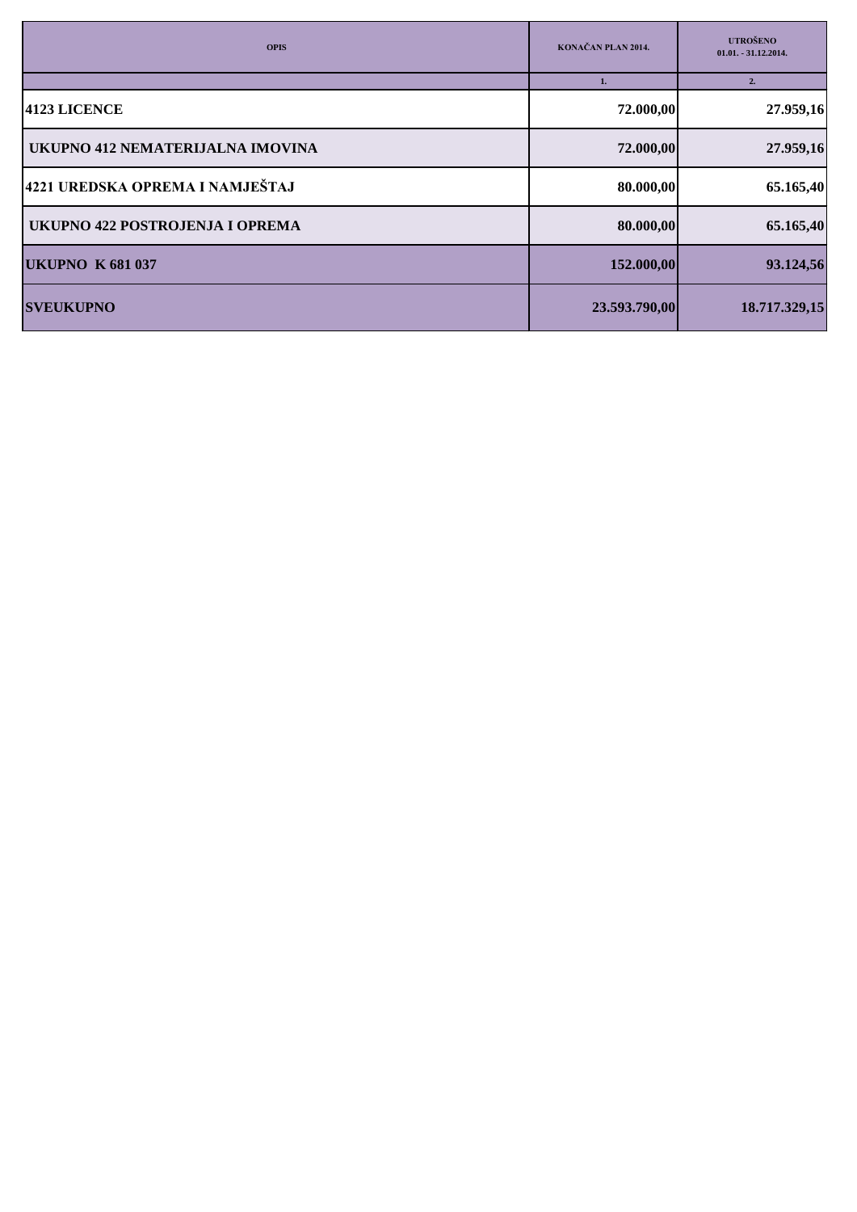| OPIS | KONAČAN PLAN 2014. | UTROŠENO 01.01. - 31.12.2014. |
| --- | --- | --- |
| | 1. | 2. |
| **4123 LICENCE** | **72.000,00** | **27.959,16** |
| **UKUPNO 412 NEMATERIJALNA IMOVINA** | **72.000,00** | **27.959,16** |
| **4221 UREDSKA OPREMA I NAMJEŠTAJ** | **80.000,00** | **65.165,40** |
| **UKUPNO 422 POSTROJENJA I OPREMA** | **80.000,00** | **65.165,40** |
| **UKUPNO K 681 037** | **152.000,00** | **93.124,56** |
| **SVEUKUPNO** | **23.593.790,00** | **18.717.329,15** |